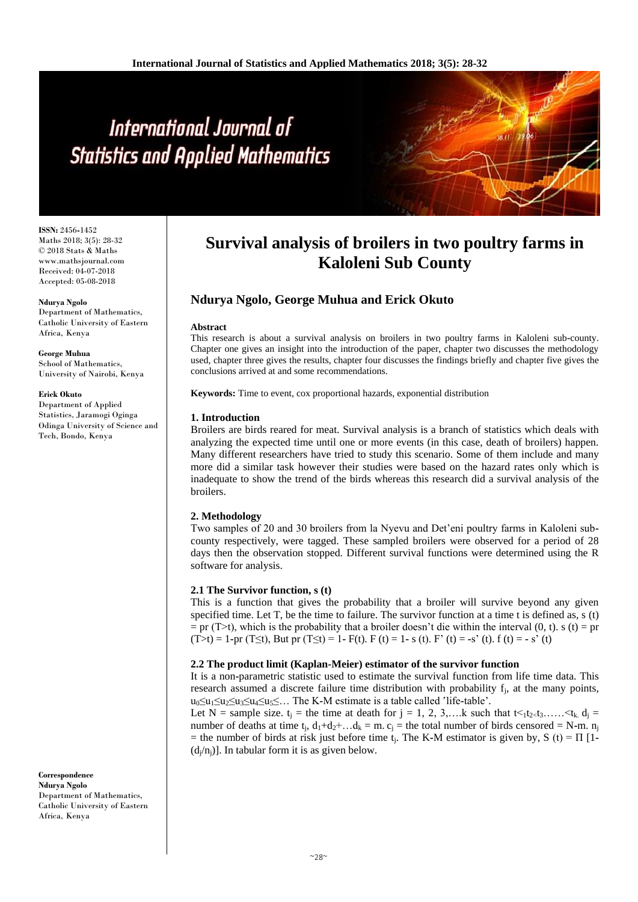# Survival analysis of broilers in two poultry farms in Kaloleni Sub County

**Ndurya Ngolo, George Muhua and Erick Okuto**

**ISSN:** 2456-1452
Maths 2018; 3(5): 28-32
© 2018 Stats & Maths
www.mathsjournal.com
Received: 04-07-2018
Accepted: 05-08-2018

**Ndurya Ngolo**
Department of Mathematics, Catholic University of Eastern Africa, Kenya

**George Muhua**
School of Mathematics, University of Nairobi, Kenya

**Erick Okuto**
Department of Applied Statistics, Jaramogi Oginga Odinga University of Science and Tech, Bondo, Kenya

**Correspondence**
**Ndurya Ngolo**
Department of Mathematics, Catholic University of Eastern Africa, Kenya

**Abstract**

This research is about a survival analysis on broilers in two poultry farms in Kaloleni sub-county. Chapter one gives an insight into the introduction of the paper, chapter two discusses the methodology used, chapter three gives the results, chapter four discusses the findings briefly and chapter five gives the conclusions arrived at and some recommendations.

**Keywords:** Time to event, cox proportional hazards, exponential distribution

## 1. Introduction

Broilers are birds reared for meat. Survival analysis is a branch of statistics which deals with analyzing the expected time until one or more events (in this case, death of broilers) happen. Many different researchers have tried to study this scenario. Some of them include and many more did a similar task however their studies were based on the hazard rates only which is inadequate to show the trend of the birds whereas this research did a survival analysis of the broilers.

## 2. Methodology

Two samples of 20 and 30 broilers from la Nyevu and Det'eni poultry farms in Kaloleni sub-county respectively, were tagged. These sampled broilers were observed for a period of 28 days then the observation stopped. Different survival functions were determined using the R software for analysis.

### 2.1 The Survivor function, s (t)

This is a function that gives the probability that a broiler will survive beyond any given specified time. Let T, be the time to failure. The survivor function at a time t is defined as, s (t) = pr (T>t), which is the probability that a broiler doesn't die within the interval (0, t). s (t) = pr (T>t) = 1-pr (T≤t), But pr (T≤t) = 1- F(t). F (t) = 1- s (t). F' (t) = -s' (t). f (t) = - s' (t)

### 2.2 The product limit (Kaplan-Meier) estimator of the survivor function

It is a non-parametric statistic used to estimate the survival function from life time data. This research assumed a discrete failure time distribution with probability $f_j$, at the many points, $u_0 \leq u_1 \leq u_2 \leq u_3 \leq u_4 \leq u_5 \leq \ldots$ The K-M estimate is a table called 'life-table'.

Let N = sample size. $t_j$ = the time at death for j = 1, 2, 3,….k such that $t < _1 t_2 < t_3 \ldots\ldots < t_k$. $d_j$ = number of deaths at time $t_j$, $d_1+d_2+\ldots d_k = m$. $c_j$ = the total number of birds censored = N-m. $n_j$ = the number of birds at risk just before time $t_j$. The K-M estimator is given by, $S(t) = \Pi\,[1-(d_j/n_j)]$. In tabular form it is as given below.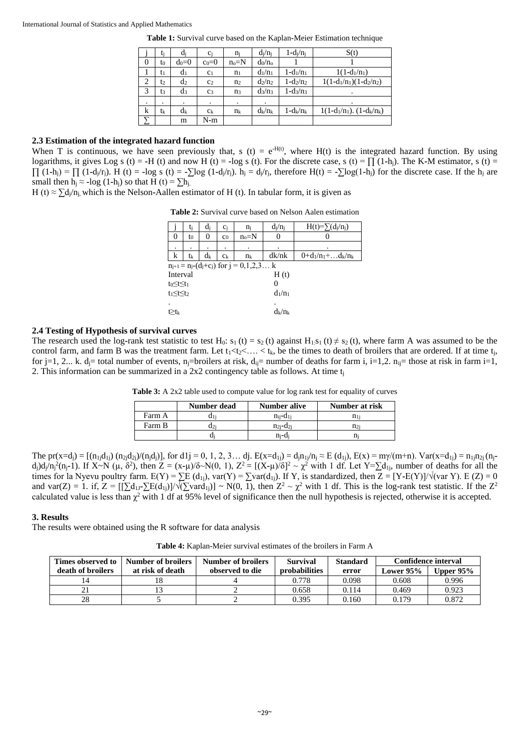**Table 1:** Survival curve based on the Kaplan-Meier Estimation technique

| j | $t_j$ | $d_j$ | $c_j$ | $n_j$ | $d_j/n_j$ | $1-d_j/n_j$ | S(t) |
|---|---|---|---|---|---|---|---|
| 0 | $t_0$ | $d_0=0$ | $c_0=0$ | $n_o=N$ | $d_0/n_o$ | 1 | 1 |
| 1 | $t_1$ | $d_1$ | $c_1$ | $n_1$ | $d_1/n_1$ | $1-d_1/n_1$ | $1(1-d_1/n_1)$ |
| 2 | $t_2$ | $d_2$ | $c_2$ | $n_2$ | $d_2/n_2$ | $1-d_2/n_2$ | $1(1-d_1/n_1)(1-d_2/n_2)$ |
| 3 | $t_3$ | $d_3$ | $c_3$ | $n_3$ | $d_3/n_3$ | $1-d_3/n_3$ | . |
| . | . | . | . | . | . | | . |
| k | $t_k$ | $d_k$ | $c_k$ | $n_k$ | $d_k/n_k$ | $1-d_k/n_k$ | $1(1-d_1/n_1).(1-d_k/n_k)$ |
| ∑ | | m | N-m | | | | |

### 2.3 Estimation of the integrated hazard function

When T is continuous, we have seen previously that, s (t) = $e^{-H(t)}$, where H(t) is the integrated hazard function. By using logarithms, it gives Log s (t) = -H (t) and now H (t) = -log s (t). For the discrete case, s (t) = $\prod (1-h_j)$. The K-M estimator, s (t) = $\prod (1-h_j) = \prod (1-d_j/r_j)$. H (t) = -log s (t) = $-\sum \log (1-d_j/r_j)$. $h_j = d_j/r_j$, therefore H(t) = $-\sum \log(1-h_j)$ for the discrete case. If the $h_j$ are small then $h_j \approx -\log (1-h_j)$ so that H (t) = $\sum h_j$.

H (t) ≈ $\sum d_j/n_j$, which is the Nelson-Aallen estimator of H (t). In tabular form, it is given as

**Table 2:** Survival curve based on Nelson Aalen estimation

| j | $t_j$ | $d_j$ | $c_j$ | $n_j$ | $d_j/n_j$ | $H(t)=\sum(d_j/n_j)$ |
|---|---|---|---|---|---|---|
| 0 | $t_0$ | 0 | $c_0$ | $n_o=N$ | 0 | 0 |
| . | . | . | . | . | . | . |
| k | $t_k$ | $d_k$ | $c_k$ | $n_k$ | dk/nk | $0+d_1/n_1+\ldots d_k/n_k$ |

$n_{j+1} = n_j-(d_j+c_j)$ for j = 0,1,2,3… k

| Interval | H (t) |
|---|---|
| $t_0 \le t \le t_1$ | 0 |
| $t_1 \le t \le t_2$ | $d_1/n_1$ |
| . | . |
| $t \ge t_k$ | $d_k/n_k$ |

### 2.4 Testing of Hypothesis of survival curves

The research used the log-rank test statistic to test $H_0$: $s_1(t) = s_2(t)$ against $H_1$: $s_1(t) \neq s_2(t)$, where farm A was assumed to be the control farm, and farm B was the treatment farm. Let $t_1 < t_2 < \ldots < t_k$, be the times to death of broilers that are ordered. If at time $t_j$, for j=1, 2... k. $d_j$= total number of events, $n_j$=broilers at risk, $d_{ij}$= number of deaths for farm i, i=1,2. $n_{ij}$= those at risk in farm i=1, 2. This information can be summarized in a 2x2 contingency table as follows. At time $t_j$

**Table 3:** A 2x2 table used to compute value for log rank test for equality of curves

| | Number dead | Number alive | Number at risk |
|---|---|---|---|
| Farm A | $d_{1j}$ | $n_{ij}-d_{1j}$ | $n_{1j}$ |
| Farm B | $d_{2j}$ | $n_{2j}-d_{2j}$ | $n_{2j}$ |
| | $d_j$ | $n_j-d_j$ | $n_j$ |

The pr(x=$d_j$) = $[(n_{1j}d_{1j})(n_{2j}d_{2j})/(n_jd_j)]$, for $d1j$ = 0, 1, 2, 3… dj. E(x=$d_{1j}$) = $d_jn_{1j}/n_j \approx$ E ($d_{1j}$), E(x) = $m\gamma/(m+n)$. Var(x=$d_{1j}$) = $n_{1j}n_{2j}(n_j-d_j)d_j/n_j^2(n_j-1)$. If X~N ($\mu$, $\delta^2$), then Z = $(x-\mu)/\delta$~N(0, 1), $Z^2 = [(X-\mu)/\delta]^2 \sim \chi^2$ with 1 df. Let Y=$\sum d_{1j}$, number of deaths for all the times for la Nyevu poultry farm. E(Y) = $\sum$E ($d_{1j}$), var(Y) = $\sum$var($d_{1j}$). If Y, is standardized, then Z = [Y-E(Y)]/$\sqrt{(\text{var } Y)}$. E (Z) = 0 and var(Z) = 1. if, Z = $[[\sum d_{1J}-\sum E(d_{1j})]/\sqrt{(\sum \text{vard}_{1j})}] \sim N(0, 1)$, then $Z^2 \sim \chi^2$ with 1 df. This is the log-rank test statistic. If the $Z^2$ calculated value is less than $\chi^2$ with 1 df at 95% level of significance then the null hypothesis is rejected, otherwise it is accepted.

## 3. Results

The results were obtained using the R software for data analysis

**Table 4:** Kaplan-Meier survival estimates of the broilers in Farm A

| Times observed to death of broilers | Number of broilers at risk of death | Number of broilers observed to die | Survival probabilities | Standard error | Confidence interval | |
|---|---|---|---|---|---|---|
| | | | | | Lower 95% | Upper 95% |
| 14 | 18 | 4 | 0.778 | 0.098 | 0.608 | 0.996 |
| 21 | 13 | 2 | 0.658 | 0.114 | 0.469 | 0.923 |
| 28 | 5 | 2 | 0.395 | 0.160 | 0.179 | 0.872 |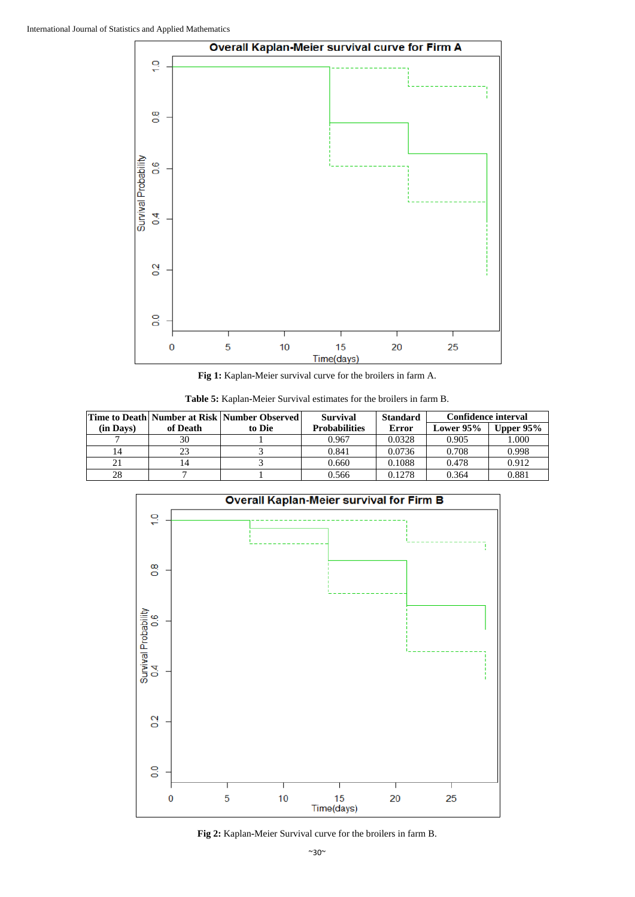Fig 1: Kaplan-Meier survival curve for the broilers in farm A.

**Table 5:** Kaplan-Meier Survival estimates for the broilers in farm B.

| Time to Death (in Days) | Number at Risk of Death | Number Observed to Die | Survival Probabilities | Standard Error | Confidence interval | |
|---|---|---|---|---|---|---|
| | | | | | Lower 95% | Upper 95% |
| 7 | 30 | 1 | 0.967 | 0.0328 | 0.905 | 1.000 |
| 14 | 23 | 3 | 0.841 | 0.0736 | 0.708 | 0.998 |
| 21 | 14 | 3 | 0.660 | 0.1088 | 0.478 | 0.912 |
| 28 | 7 | 1 | 0.566 | 0.1278 | 0.364 | 0.881 |

**Fig 2:** Kaplan-Meier Survival curve for the broilers in farm B.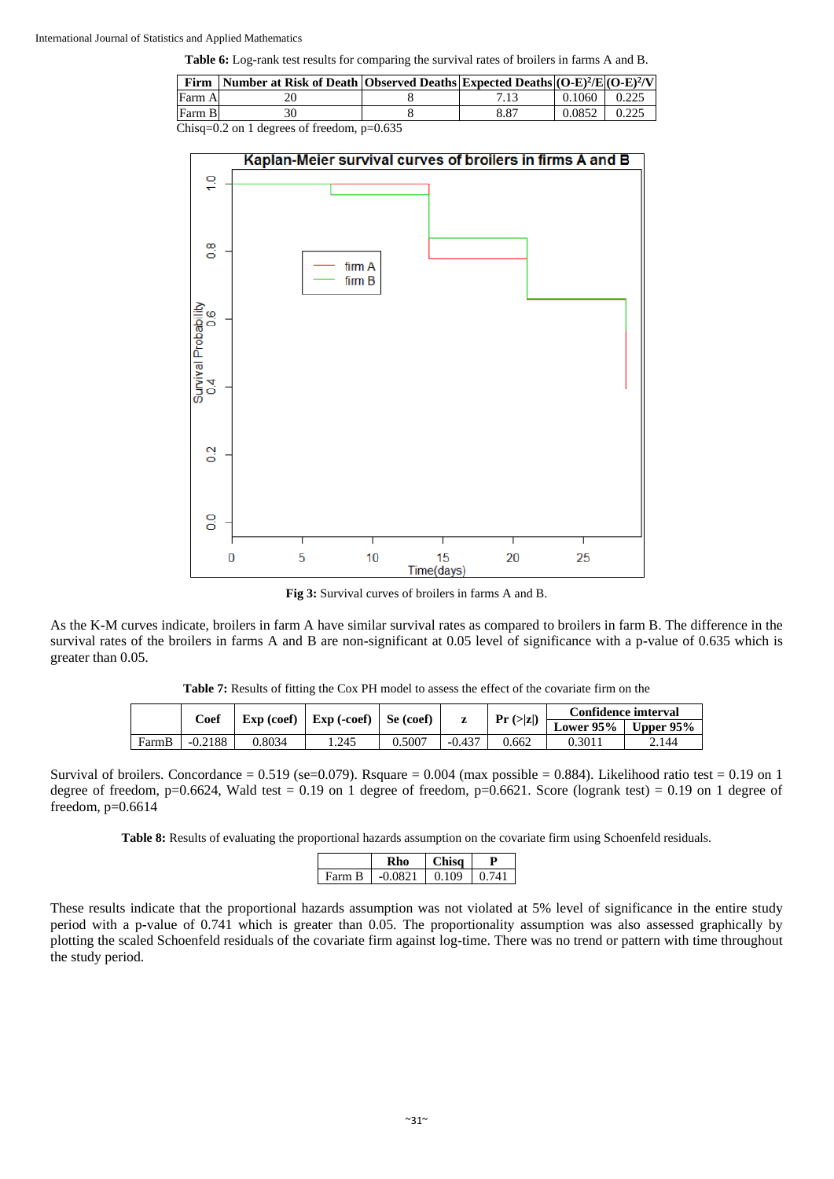**Table 6:** Log-rank test results for comparing the survival rates of broilers in farms A and B.

| Firm | Number at Risk of Death | Observed Deaths | Expected Deaths | $(O-E)^2/E$ | $(O-E)^2/V$ |
|---|---|---|---|---|---|
| Farm A | 20 | 8 | 7.13 | 0.1060 | 0.225 |
| Farm B | 30 | 8 | 8.87 | 0.0852 | 0.225 |

Chisq=0.2 on 1 degrees of freedom, p=0.635

**Fig 3:** Survival curves of broilers in farms A and B.

As the K-M curves indicate, broilers in farm A have similar survival rates as compared to broilers in farm B. The difference in the survival rates of the broilers in farms A and B are non-significant at 0.05 level of significance with a p-value of 0.635 which is greater than 0.05.

**Table 7:** Results of fitting the Cox PH model to assess the effect of the covariate firm on the

|  | Coef | Exp (coef) | Exp (-coef) | Se (coef) | z | Pr (>\|z\|) | Confidence imterval |  |
|---|---|---|---|---|---|---|---|---|
|  |  |  |  |  |  |  | Lower 95% | Upper 95% |
| FarmB | -0.2188 | 0.8034 | 1.245 | 0.5007 | -0.437 | 0.662 | 0.3011 | 2.144 |

Survival of broilers. Concordance = 0.519 (se=0.079). Rsquare = 0.004 (max possible = 0.884). Likelihood ratio test = 0.19 on 1 degree of freedom, p=0.6624, Wald test = 0.19 on 1 degree of freedom, p=0.6621. Score (logrank test) = 0.19 on 1 degree of freedom, p=0.6614

**Table 8:** Results of evaluating the proportional hazards assumption on the covariate firm using Schoenfeld residuals.

|  | Rho | Chisq | P |
|---|---|---|---|
| Farm B | -0.0821 | 0.109 | 0.741 |

These results indicate that the proportional hazards assumption was not violated at 5% level of significance in the entire study period with a p-value of 0.741 which is greater than 0.05. The proportionality assumption was also assessed graphically by plotting the scaled Schoenfeld residuals of the covariate firm against log-time. There was no trend or pattern with time throughout the study period.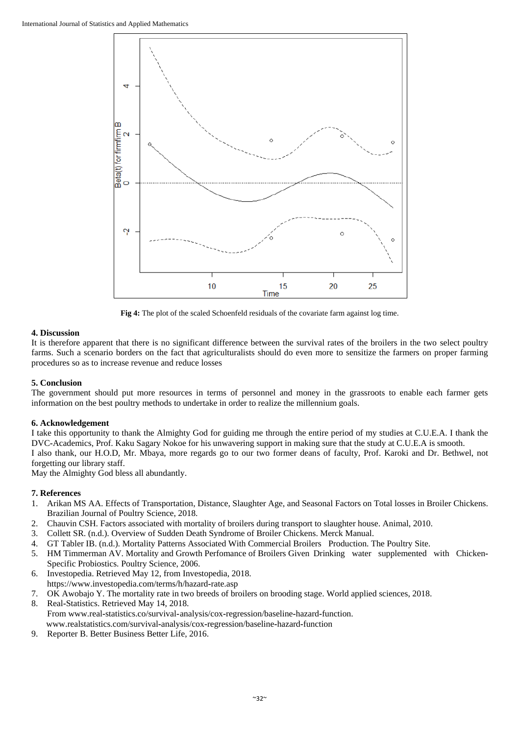Beta(t) for firmfirm B

4

2

0

-2

10

15

20

25

Time

**Fig 4:** The plot of the scaled Schoenfeld residuals of the covariate farm against log time.

## 4. Discussion

It is therefore apparent that there is no significant difference between the survival rates of the broilers in the two select poultry farms. Such a scenario borders on the fact that agriculturalists should do even more to sensitize the farmers on proper farming procedures so as to increase revenue and reduce losses

## 5. Conclusion

The government should put more resources in terms of personnel and money in the grassroots to enable each farmer gets information on the best poultry methods to undertake in order to realize the millennium goals.

## 6. Acknowledgement

I take this opportunity to thank the Almighty God for guiding me through the entire period of my studies at C.U.E.A. I thank the DVC-Academics, Prof. Kaku Sagary Nokoe for his unwavering support in making sure that the study at C.U.E.A is smooth.

I also thank, our H.O.D, Mr. Mbaya, more regards go to our two former deans of faculty, Prof. Karoki and Dr. Bethwel, not forgetting our library staff.

May the Almighty God bless all abundantly.

## 7. References

1. Arikan MS AA. Effects of Transportation, Distance, Slaughter Age, and Seasonal Factors on Total losses in Broiler Chickens. Brazilian Journal of Poultry Science, 2018.
2. Chauvin CSH. Factors associated with mortality of broilers during transport to slaughter house. Animal, 2010.
3. Collett SR. (n.d.). Overview of Sudden Death Syndrome of Broiler Chickens. Merck Manual.
4. GT Tabler IB. (n.d.). Mortality Patterns Associated With Commercial Broilers Production. The Poultry Site.
5. HM Timmerman AV. Mortality and Growth Perfomance of Broilers Given Drinking water supplemented with Chicken-Specific Probiostics. Poultry Science, 2006.
6. Investopedia. Retrieved May 12, from Investopedia, 2018. https://www.investopedia.com/terms/h/hazard-rate.asp
7. OK Awobajo Y. The mortality rate in two breeds of broilers on brooding stage. World applied sciences, 2018.
8. Real-Statistics. Retrieved May 14, 2018. From www.real-statistics.co/survival-analysis/cox-regression/baseline-hazard-function. www.realstatistics.com/survival-analysis/cox-regression/baseline-hazard-function
9. Reporter B. Better Business Better Life, 2016.